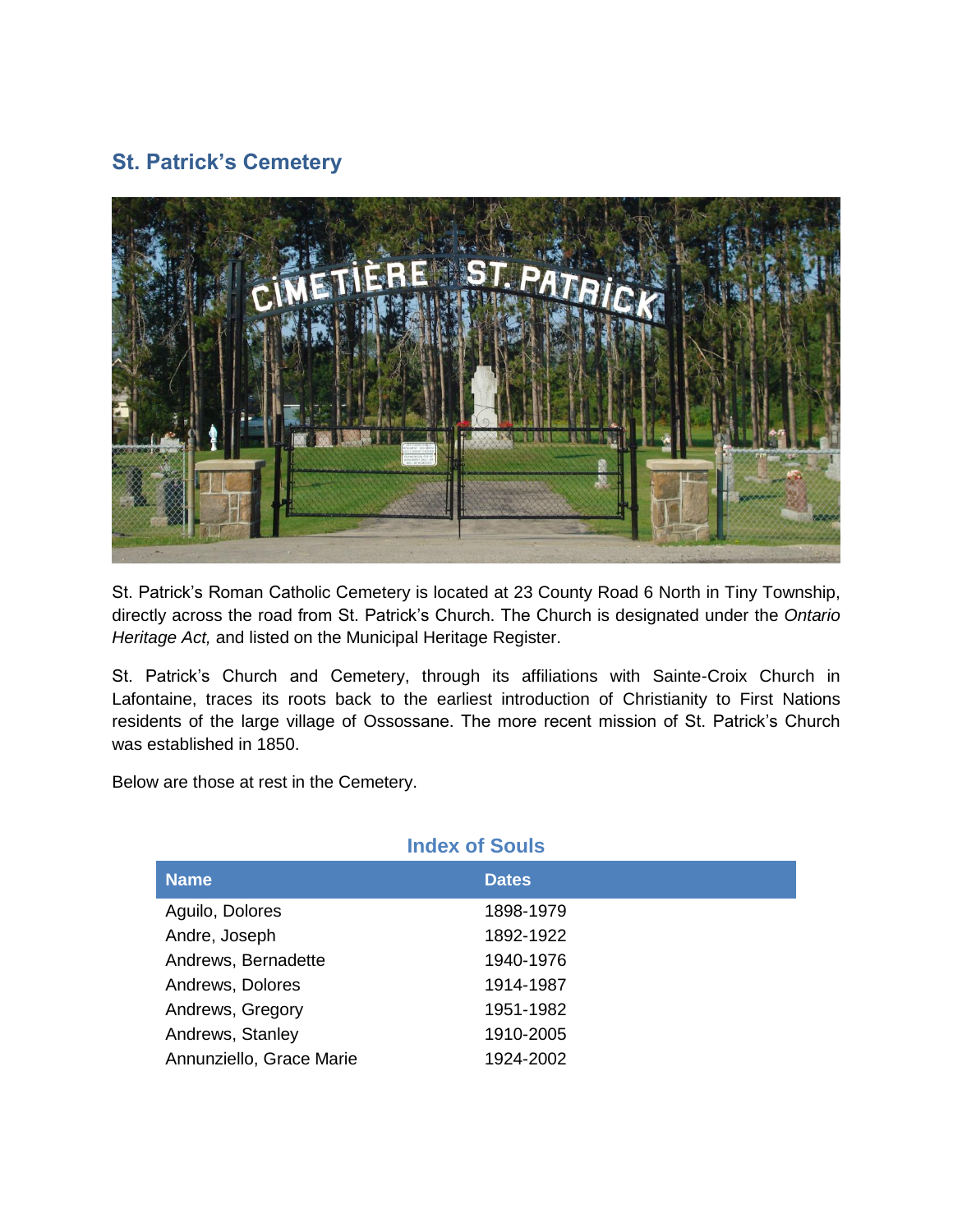## St. Patrick's Cemetery

St. Patrick's Roman Catholic Cemetery is located at 23 County Road 6 North in Tiny Township, directly across the road from St. Patrick's Church. The Church is designated under the *Ontario Heritage Act,* and listed on the Municipal Heritage Register.

St. Patrick's Church and Cemetery, through its affiliations with Sainte-Croix Church in Lafontaine, traces its roots back to the earliest introduction of Christianity to First Nations residents of the large village of Ossossane. The more recent mission of St. Patrick's Church was established in 1850.

Below are those at rest in the Cemetery.

### Index of Souls

| Name | Dates |
|---|---|
| Aguilo, Dolores | 1898-1979 |
| Andre, Joseph | 1892-1922 |
| Andrews, Bernadette | 1940-1976 |
| Andrews, Dolores | 1914-1987 |
| Andrews, Gregory | 1951-1982 |
| Andrews, Stanley | 1910-2005 |
| Annunziello, Grace Marie | 1924-2002 |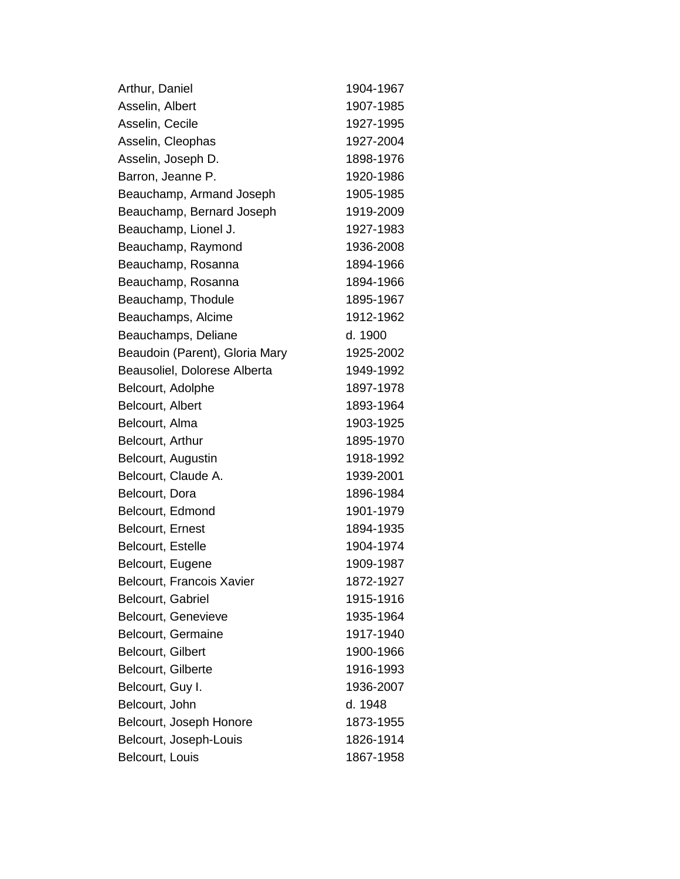| | |
|---|---|
| Arthur, Daniel | 1904-1967 |
| Asselin, Albert | 1907-1985 |
| Asselin, Cecile | 1927-1995 |
| Asselin, Cleophas | 1927-2004 |
| Asselin, Joseph D. | 1898-1976 |
| Barron, Jeanne P. | 1920-1986 |
| Beauchamp, Armand Joseph | 1905-1985 |
| Beauchamp, Bernard Joseph | 1919-2009 |
| Beauchamp, Lionel J. | 1927-1983 |
| Beauchamp, Raymond | 1936-2008 |
| Beauchamp, Rosanna | 1894-1966 |
| Beauchamp, Rosanna | 1894-1966 |
| Beauchamp, Thodule | 1895-1967 |
| Beauchamps, Alcime | 1912-1962 |
| Beauchamps, Deliane | d. 1900 |
| Beaudoin (Parent), Gloria Mary | 1925-2002 |
| Beausoliel, Dolorese Alberta | 1949-1992 |
| Belcourt, Adolphe | 1897-1978 |
| Belcourt, Albert | 1893-1964 |
| Belcourt, Alma | 1903-1925 |
| Belcourt, Arthur | 1895-1970 |
| Belcourt, Augustin | 1918-1992 |
| Belcourt, Claude A. | 1939-2001 |
| Belcourt, Dora | 1896-1984 |
| Belcourt, Edmond | 1901-1979 |
| Belcourt, Ernest | 1894-1935 |
| Belcourt, Estelle | 1904-1974 |
| Belcourt, Eugene | 1909-1987 |
| Belcourt, Francois Xavier | 1872-1927 |
| Belcourt, Gabriel | 1915-1916 |
| Belcourt, Genevieve | 1935-1964 |
| Belcourt, Germaine | 1917-1940 |
| Belcourt, Gilbert | 1900-1966 |
| Belcourt, Gilberte | 1916-1993 |
| Belcourt, Guy I. | 1936-2007 |
| Belcourt, John | d. 1948 |
| Belcourt, Joseph Honore | 1873-1955 |
| Belcourt, Joseph-Louis | 1826-1914 |
| Belcourt, Louis | 1867-1958 |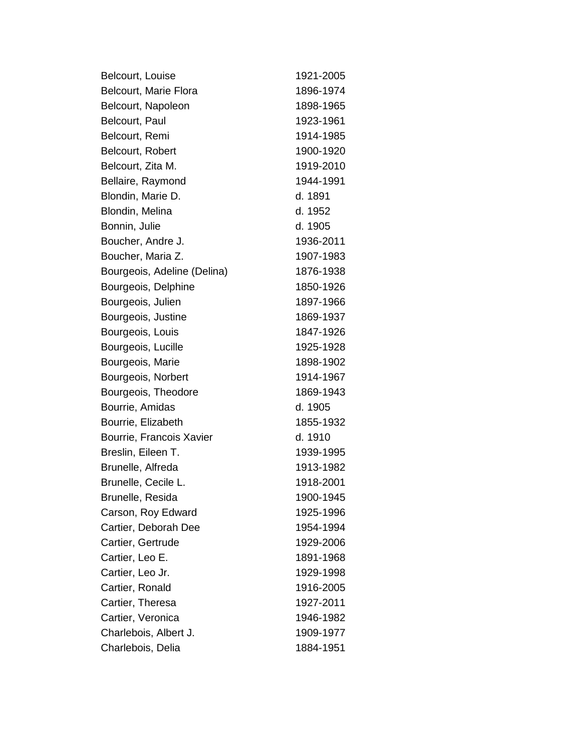| | |
|---|---|
| Belcourt, Louise | 1921-2005 |
| Belcourt, Marie Flora | 1896-1974 |
| Belcourt, Napoleon | 1898-1965 |
| Belcourt, Paul | 1923-1961 |
| Belcourt, Remi | 1914-1985 |
| Belcourt, Robert | 1900-1920 |
| Belcourt, Zita M. | 1919-2010 |
| Bellaire, Raymond | 1944-1991 |
| Blondin, Marie D. | d. 1891 |
| Blondin, Melina | d. 1952 |
| Bonnin, Julie | d. 1905 |
| Boucher, Andre J. | 1936-2011 |
| Boucher, Maria Z. | 1907-1983 |
| Bourgeois, Adeline (Delina) | 1876-1938 |
| Bourgeois, Delphine | 1850-1926 |
| Bourgeois, Julien | 1897-1966 |
| Bourgeois, Justine | 1869-1937 |
| Bourgeois, Louis | 1847-1926 |
| Bourgeois, Lucille | 1925-1928 |
| Bourgeois, Marie | 1898-1902 |
| Bourgeois, Norbert | 1914-1967 |
| Bourgeois, Theodore | 1869-1943 |
| Bourrie, Amidas | d. 1905 |
| Bourrie, Elizabeth | 1855-1932 |
| Bourrie, Francois Xavier | d. 1910 |
| Breslin, Eileen T. | 1939-1995 |
| Brunelle, Alfreda | 1913-1982 |
| Brunelle, Cecile L. | 1918-2001 |
| Brunelle, Resida | 1900-1945 |
| Carson, Roy Edward | 1925-1996 |
| Cartier, Deborah Dee | 1954-1994 |
| Cartier, Gertrude | 1929-2006 |
| Cartier, Leo E. | 1891-1968 |
| Cartier, Leo Jr. | 1929-1998 |
| Cartier, Ronald | 1916-2005 |
| Cartier, Theresa | 1927-2011 |
| Cartier, Veronica | 1946-1982 |
| Charlebois, Albert J. | 1909-1977 |
| Charlebois, Delia | 1884-1951 |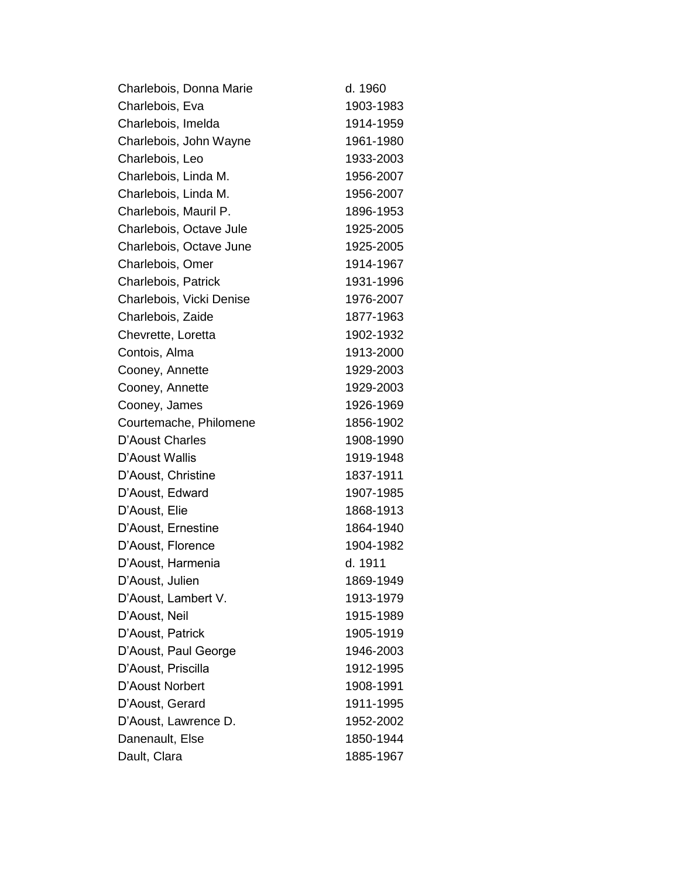| | |
|---|---|
| Charlebois, Donna Marie | d. 1960 |
| Charlebois, Eva | 1903-1983 |
| Charlebois, Imelda | 1914-1959 |
| Charlebois, John Wayne | 1961-1980 |
| Charlebois, Leo | 1933-2003 |
| Charlebois, Linda M. | 1956-2007 |
| Charlebois, Linda M. | 1956-2007 |
| Charlebois, Mauril P. | 1896-1953 |
| Charlebois, Octave Jule | 1925-2005 |
| Charlebois, Octave June | 1925-2005 |
| Charlebois, Omer | 1914-1967 |
| Charlebois, Patrick | 1931-1996 |
| Charlebois, Vicki Denise | 1976-2007 |
| Charlebois, Zaide | 1877-1963 |
| Chevrette, Loretta | 1902-1932 |
| Contois, Alma | 1913-2000 |
| Cooney, Annette | 1929-2003 |
| Cooney, Annette | 1929-2003 |
| Cooney, James | 1926-1969 |
| Courtemache, Philomene | 1856-1902 |
| D'Aoust Charles | 1908-1990 |
| D'Aoust Wallis | 1919-1948 |
| D'Aoust, Christine | 1837-1911 |
| D'Aoust, Edward | 1907-1985 |
| D'Aoust, Elie | 1868-1913 |
| D'Aoust, Ernestine | 1864-1940 |
| D'Aoust, Florence | 1904-1982 |
| D'Aoust, Harmenia | d. 1911 |
| D'Aoust, Julien | 1869-1949 |
| D'Aoust, Lambert V. | 1913-1979 |
| D'Aoust, Neil | 1915-1989 |
| D'Aoust, Patrick | 1905-1919 |
| D'Aoust, Paul George | 1946-2003 |
| D'Aoust, Priscilla | 1912-1995 |
| D'Aoust Norbert | 1908-1991 |
| D'Aoust, Gerard | 1911-1995 |
| D'Aoust, Lawrence D. | 1952-2002 |
| Danenault, Else | 1850-1944 |
| Dault, Clara | 1885-1967 |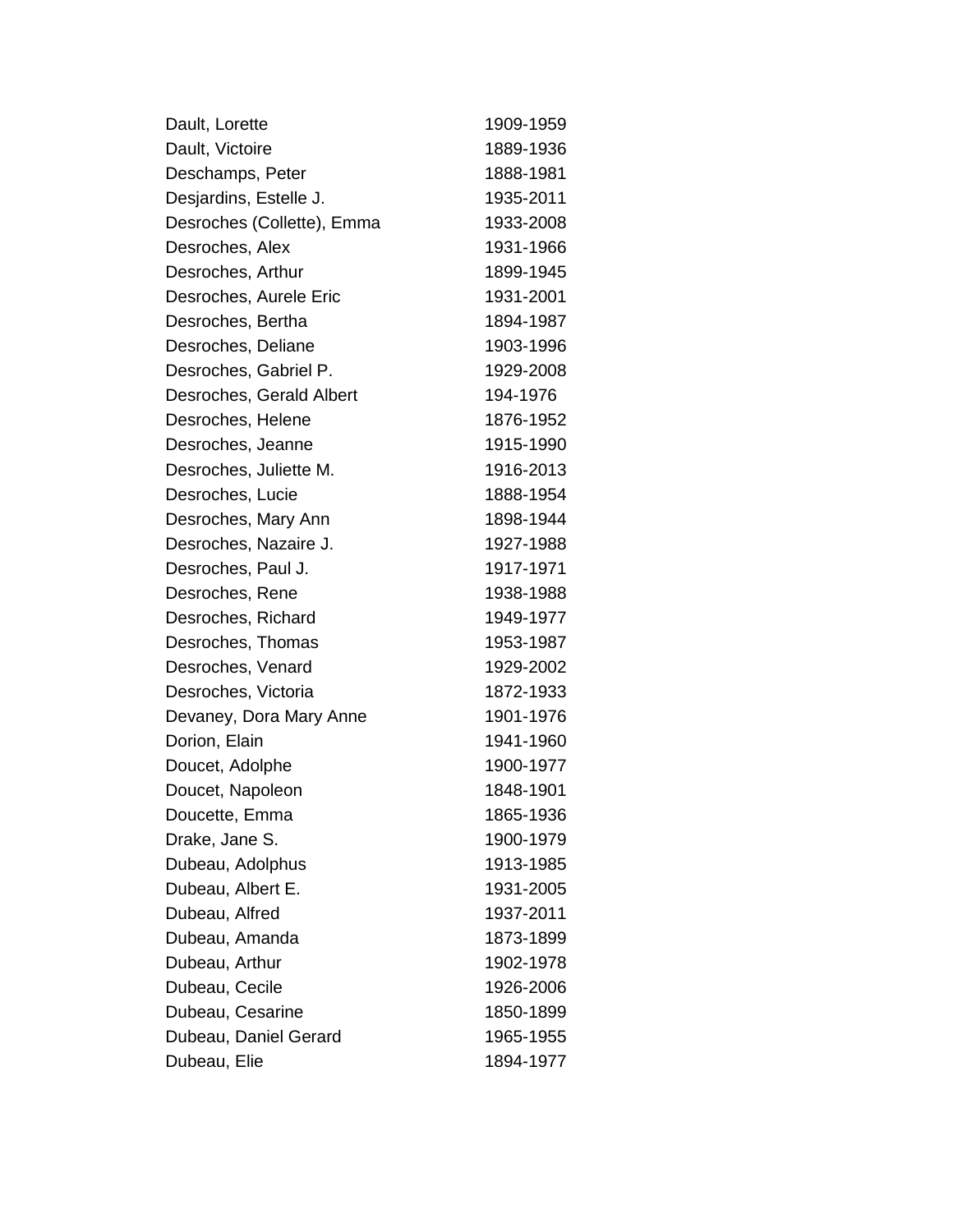| | |
|---|---|
| Dault, Lorette | 1909-1959 |
| Dault, Victoire | 1889-1936 |
| Deschamps, Peter | 1888-1981 |
| Desjardins, Estelle J. | 1935-2011 |
| Desroches (Collette), Emma | 1933-2008 |
| Desroches, Alex | 1931-1966 |
| Desroches, Arthur | 1899-1945 |
| Desroches, Aurele Eric | 1931-2001 |
| Desroches, Bertha | 1894-1987 |
| Desroches, Deliane | 1903-1996 |
| Desroches, Gabriel P. | 1929-2008 |
| Desroches, Gerald Albert | 194-1976 |
| Desroches, Helene | 1876-1952 |
| Desroches, Jeanne | 1915-1990 |
| Desroches, Juliette M. | 1916-2013 |
| Desroches, Lucie | 1888-1954 |
| Desroches, Mary Ann | 1898-1944 |
| Desroches, Nazaire J. | 1927-1988 |
| Desroches, Paul J. | 1917-1971 |
| Desroches, Rene | 1938-1988 |
| Desroches, Richard | 1949-1977 |
| Desroches, Thomas | 1953-1987 |
| Desroches, Venard | 1929-2002 |
| Desroches, Victoria | 1872-1933 |
| Devaney, Dora Mary Anne | 1901-1976 |
| Dorion, Elain | 1941-1960 |
| Doucet, Adolphe | 1900-1977 |
| Doucet, Napoleon | 1848-1901 |
| Doucette, Emma | 1865-1936 |
| Drake, Jane S. | 1900-1979 |
| Dubeau, Adolphus | 1913-1985 |
| Dubeau, Albert E. | 1931-2005 |
| Dubeau, Alfred | 1937-2011 |
| Dubeau, Amanda | 1873-1899 |
| Dubeau, Arthur | 1902-1978 |
| Dubeau, Cecile | 1926-2006 |
| Dubeau, Cesarine | 1850-1899 |
| Dubeau, Daniel Gerard | 1965-1955 |
| Dubeau, Elie | 1894-1977 |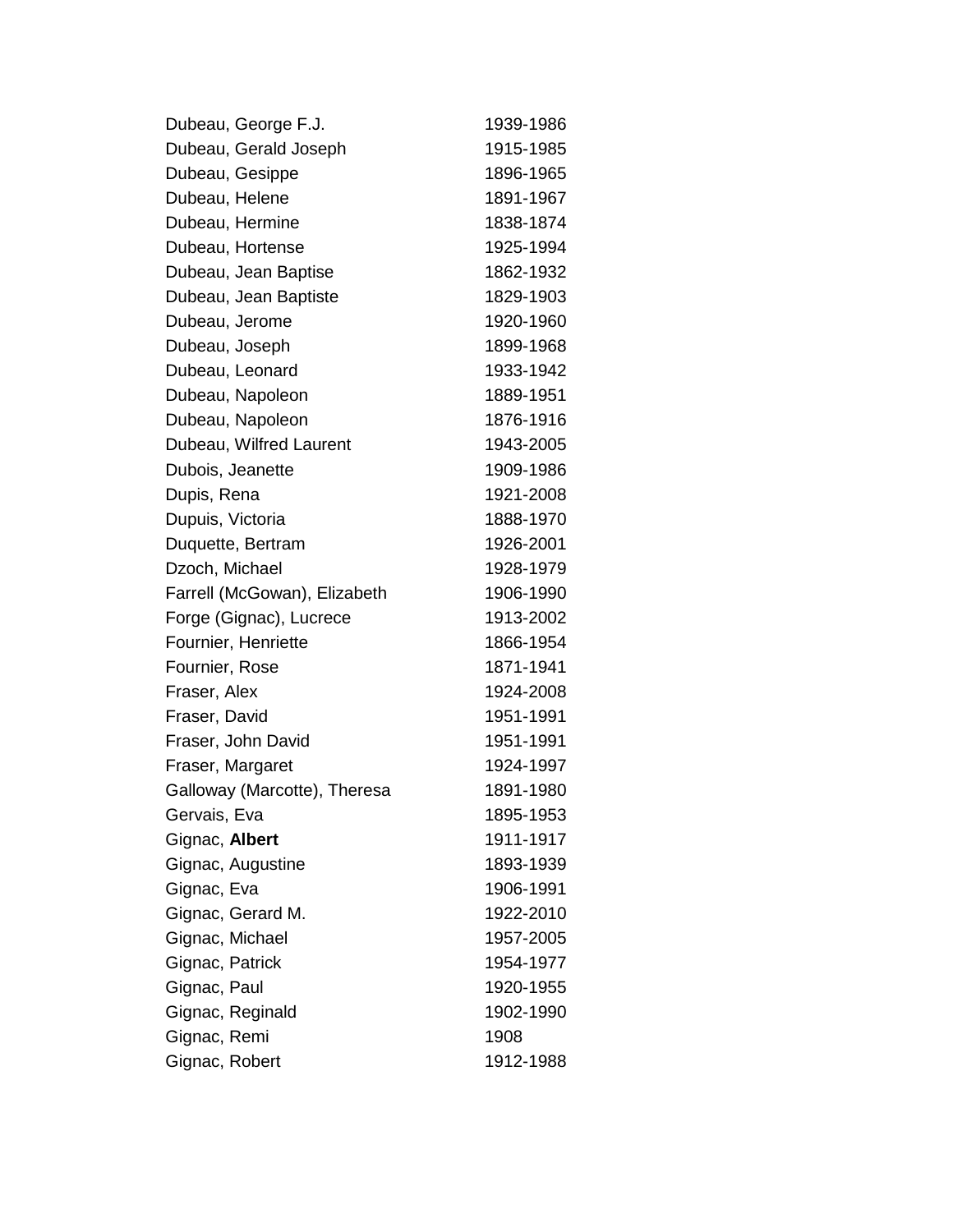| | |
|---|---|
| Dubeau, George F.J. | 1939-1986 |
| Dubeau, Gerald Joseph | 1915-1985 |
| Dubeau, Gesippe | 1896-1965 |
| Dubeau, Helene | 1891-1967 |
| Dubeau, Hermine | 1838-1874 |
| Dubeau, Hortense | 1925-1994 |
| Dubeau, Jean Baptise | 1862-1932 |
| Dubeau, Jean Baptiste | 1829-1903 |
| Dubeau, Jerome | 1920-1960 |
| Dubeau, Joseph | 1899-1968 |
| Dubeau, Leonard | 1933-1942 |
| Dubeau, Napoleon | 1889-1951 |
| Dubeau, Napoleon | 1876-1916 |
| Dubeau, Wilfred Laurent | 1943-2005 |
| Dubois, Jeanette | 1909-1986 |
| Dupis, Rena | 1921-2008 |
| Dupuis, Victoria | 1888-1970 |
| Duquette, Bertram | 1926-2001 |
| Dzoch, Michael | 1928-1979 |
| Farrell (McGowan), Elizabeth | 1906-1990 |
| Forge (Gignac), Lucrece | 1913-2002 |
| Fournier, Henriette | 1866-1954 |
| Fournier, Rose | 1871-1941 |
| Fraser, Alex | 1924-2008 |
| Fraser, David | 1951-1991 |
| Fraser, John David | 1951-1991 |
| Fraser, Margaret | 1924-1997 |
| Galloway (Marcotte), Theresa | 1891-1980 |
| Gervais, Eva | 1895-1953 |
| Gignac, **Albert** | 1911-1917 |
| Gignac, Augustine | 1893-1939 |
| Gignac, Eva | 1906-1991 |
| Gignac, Gerard M. | 1922-2010 |
| Gignac, Michael | 1957-2005 |
| Gignac, Patrick | 1954-1977 |
| Gignac, Paul | 1920-1955 |
| Gignac, Reginald | 1902-1990 |
| Gignac, Remi | 1908 |
| Gignac, Robert | 1912-1988 |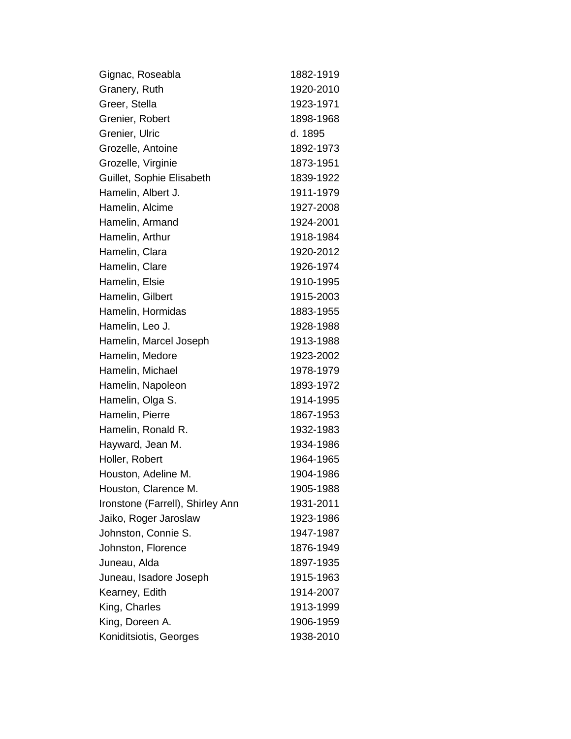| | |
|---|---|
| Gignac, Roseabla | 1882-1919 |
| Granery, Ruth | 1920-2010 |
| Greer, Stella | 1923-1971 |
| Grenier, Robert | 1898-1968 |
| Grenier, Ulric | d. 1895 |
| Grozelle, Antoine | 1892-1973 |
| Grozelle, Virginie | 1873-1951 |
| Guillet, Sophie Elisabeth | 1839-1922 |
| Hamelin, Albert J. | 1911-1979 |
| Hamelin, Alcime | 1927-2008 |
| Hamelin, Armand | 1924-2001 |
| Hamelin, Arthur | 1918-1984 |
| Hamelin, Clara | 1920-2012 |
| Hamelin, Clare | 1926-1974 |
| Hamelin, Elsie | 1910-1995 |
| Hamelin, Gilbert | 1915-2003 |
| Hamelin, Hormidas | 1883-1955 |
| Hamelin, Leo J. | 1928-1988 |
| Hamelin, Marcel Joseph | 1913-1988 |
| Hamelin, Medore | 1923-2002 |
| Hamelin, Michael | 1978-1979 |
| Hamelin, Napoleon | 1893-1972 |
| Hamelin, Olga S. | 1914-1995 |
| Hamelin, Pierre | 1867-1953 |
| Hamelin, Ronald R. | 1932-1983 |
| Hayward, Jean M. | 1934-1986 |
| Holler, Robert | 1964-1965 |
| Houston, Adeline M. | 1904-1986 |
| Houston, Clarence M. | 1905-1988 |
| Ironstone (Farrell), Shirley Ann | 1931-2011 |
| Jaiko, Roger Jaroslaw | 1923-1986 |
| Johnston, Connie S. | 1947-1987 |
| Johnston, Florence | 1876-1949 |
| Juneau, Alda | 1897-1935 |
| Juneau, Isadore Joseph | 1915-1963 |
| Kearney, Edith | 1914-2007 |
| King, Charles | 1913-1999 |
| King, Doreen A. | 1906-1959 |
| Koniditsiotis, Georges | 1938-2010 |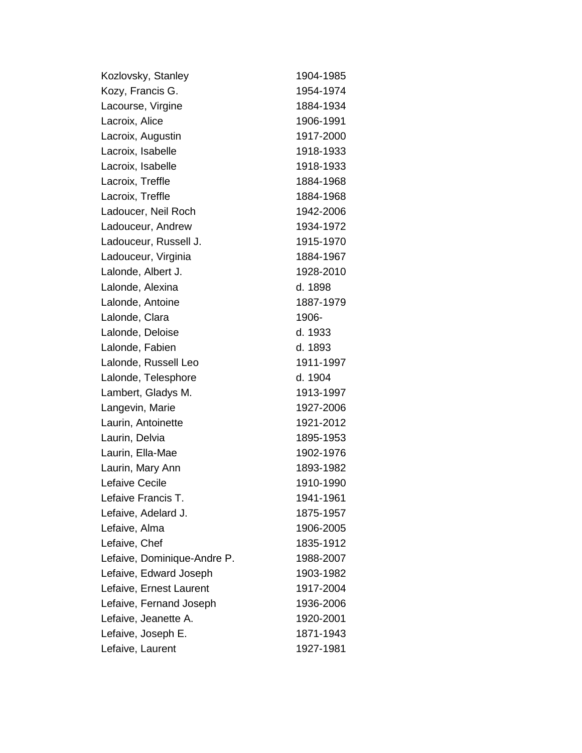| | |
|---|---|
| Kozlovsky, Stanley | 1904-1985 |
| Kozy, Francis G. | 1954-1974 |
| Lacourse, Virgine | 1884-1934 |
| Lacroix, Alice | 1906-1991 |
| Lacroix, Augustin | 1917-2000 |
| Lacroix, Isabelle | 1918-1933 |
| Lacroix, Isabelle | 1918-1933 |
| Lacroix, Treffle | 1884-1968 |
| Lacroix, Treffle | 1884-1968 |
| Ladoucer, Neil Roch | 1942-2006 |
| Ladouceur, Andrew | 1934-1972 |
| Ladouceur, Russell J. | 1915-1970 |
| Ladouceur, Virginia | 1884-1967 |
| Lalonde, Albert J. | 1928-2010 |
| Lalonde, Alexina | d. 1898 |
| Lalonde, Antoine | 1887-1979 |
| Lalonde, Clara | 1906- |
| Lalonde, Deloise | d. 1933 |
| Lalonde, Fabien | d. 1893 |
| Lalonde, Russell Leo | 1911-1997 |
| Lalonde, Telesphore | d. 1904 |
| Lambert, Gladys M. | 1913-1997 |
| Langevin, Marie | 1927-2006 |
| Laurin, Antoinette | 1921-2012 |
| Laurin, Delvia | 1895-1953 |
| Laurin, Ella-Mae | 1902-1976 |
| Laurin, Mary Ann | 1893-1982 |
| Lefaive Cecile | 1910-1990 |
| Lefaive Francis T. | 1941-1961 |
| Lefaive, Adelard J. | 1875-1957 |
| Lefaive, Alma | 1906-2005 |
| Lefaive, Chef | 1835-1912 |
| Lefaive, Dominique-Andre P. | 1988-2007 |
| Lefaive, Edward Joseph | 1903-1982 |
| Lefaive, Ernest Laurent | 1917-2004 |
| Lefaive, Fernand Joseph | 1936-2006 |
| Lefaive, Jeanette A. | 1920-2001 |
| Lefaive, Joseph E. | 1871-1943 |
| Lefaive, Laurent | 1927-1981 |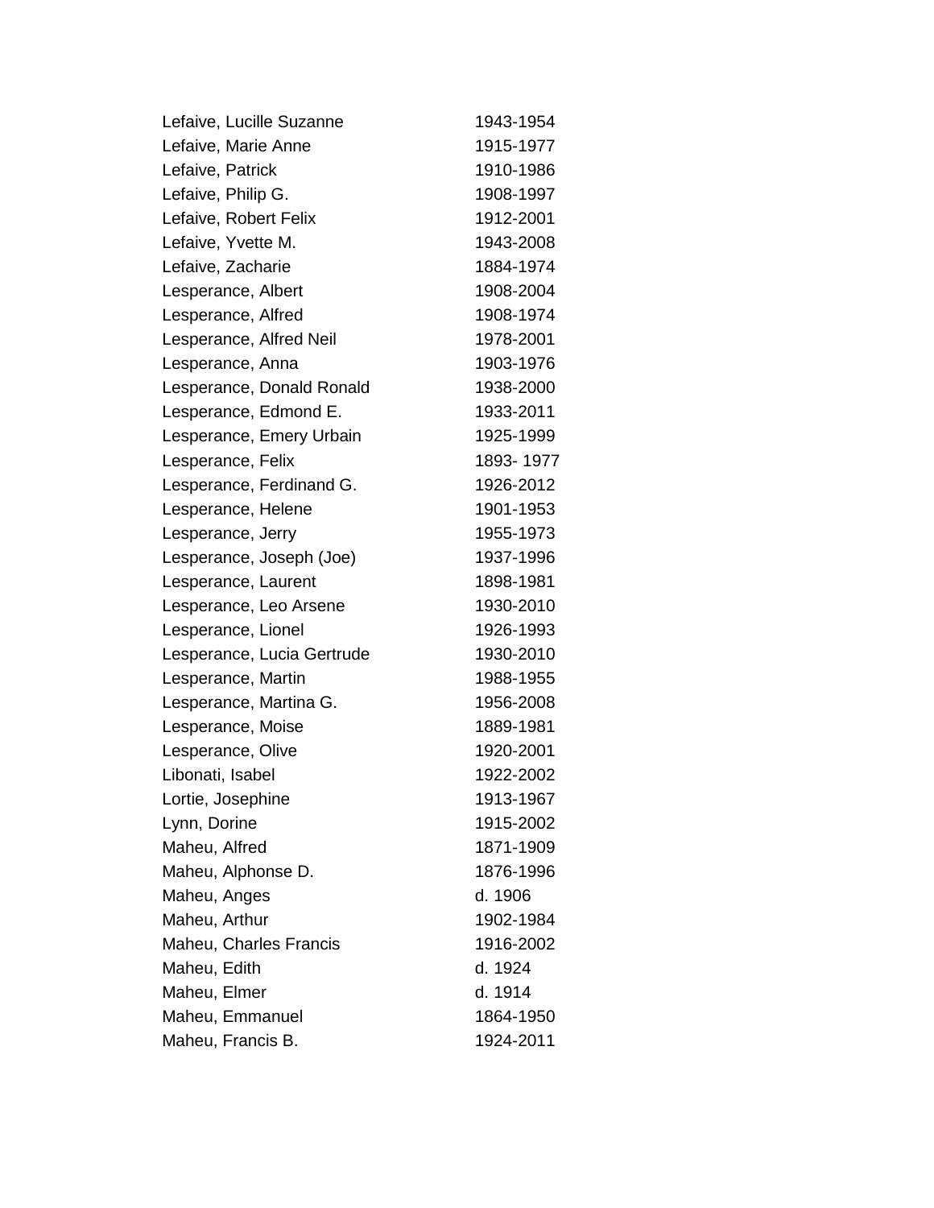| | |
|---|---|
| Lefaive, Lucille Suzanne | 1943-1954 |
| Lefaive, Marie Anne | 1915-1977 |
| Lefaive, Patrick | 1910-1986 |
| Lefaive, Philip G. | 1908-1997 |
| Lefaive, Robert Felix | 1912-2001 |
| Lefaive, Yvette M. | 1943-2008 |
| Lefaive, Zacharie | 1884-1974 |
| Lesperance, Albert | 1908-2004 |
| Lesperance, Alfred | 1908-1974 |
| Lesperance, Alfred Neil | 1978-2001 |
| Lesperance, Anna | 1903-1976 |
| Lesperance, Donald Ronald | 1938-2000 |
| Lesperance, Edmond E. | 1933-2011 |
| Lesperance, Emery Urbain | 1925-1999 |
| Lesperance, Felix | 1893- 1977 |
| Lesperance, Ferdinand G. | 1926-2012 |
| Lesperance, Helene | 1901-1953 |
| Lesperance, Jerry | 1955-1973 |
| Lesperance, Joseph (Joe) | 1937-1996 |
| Lesperance, Laurent | 1898-1981 |
| Lesperance, Leo Arsene | 1930-2010 |
| Lesperance, Lionel | 1926-1993 |
| Lesperance, Lucia Gertrude | 1930-2010 |
| Lesperance, Martin | 1988-1955 |
| Lesperance, Martina G. | 1956-2008 |
| Lesperance, Moise | 1889-1981 |
| Lesperance, Olive | 1920-2001 |
| Libonati, Isabel | 1922-2002 |
| Lortie, Josephine | 1913-1967 |
| Lynn, Dorine | 1915-2002 |
| Maheu, Alfred | 1871-1909 |
| Maheu, Alphonse D. | 1876-1996 |
| Maheu, Anges | d. 1906 |
| Maheu, Arthur | 1902-1984 |
| Maheu, Charles Francis | 1916-2002 |
| Maheu, Edith | d. 1924 |
| Maheu, Elmer | d. 1914 |
| Maheu, Emmanuel | 1864-1950 |
| Maheu, Francis B. | 1924-2011 |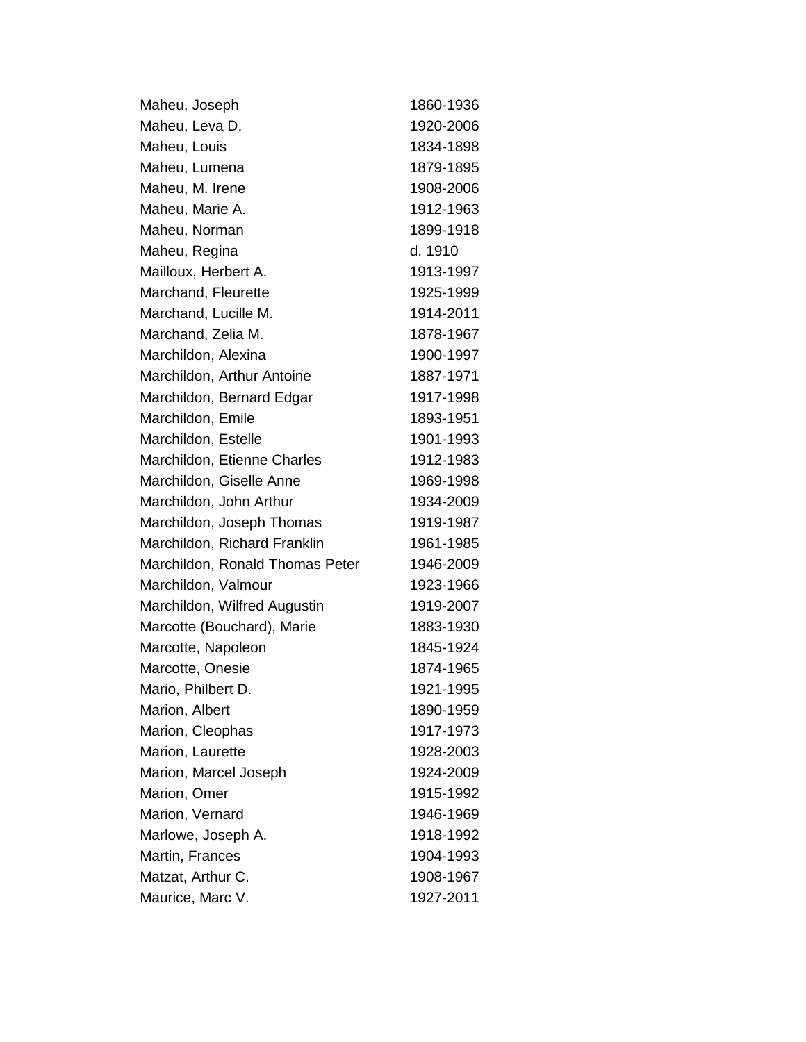| | |
|---|---|
| Maheu, Joseph | 1860-1936 |
| Maheu, Leva D. | 1920-2006 |
| Maheu, Louis | 1834-1898 |
| Maheu, Lumena | 1879-1895 |
| Maheu, M. Irene | 1908-2006 |
| Maheu, Marie A. | 1912-1963 |
| Maheu, Norman | 1899-1918 |
| Maheu, Regina | d. 1910 |
| Mailloux, Herbert A. | 1913-1997 |
| Marchand, Fleurette | 1925-1999 |
| Marchand, Lucille M. | 1914-2011 |
| Marchand, Zelia M. | 1878-1967 |
| Marchildon, Alexina | 1900-1997 |
| Marchildon, Arthur Antoine | 1887-1971 |
| Marchildon, Bernard Edgar | 1917-1998 |
| Marchildon, Emile | 1893-1951 |
| Marchildon, Estelle | 1901-1993 |
| Marchildon, Etienne Charles | 1912-1983 |
| Marchildon, Giselle Anne | 1969-1998 |
| Marchildon, John Arthur | 1934-2009 |
| Marchildon, Joseph Thomas | 1919-1987 |
| Marchildon, Richard Franklin | 1961-1985 |
| Marchildon, Ronald Thomas Peter | 1946-2009 |
| Marchildon, Valmour | 1923-1966 |
| Marchildon, Wilfred Augustin | 1919-2007 |
| Marcotte (Bouchard), Marie | 1883-1930 |
| Marcotte, Napoleon | 1845-1924 |
| Marcotte, Onesie | 1874-1965 |
| Mario, Philbert D. | 1921-1995 |
| Marion, Albert | 1890-1959 |
| Marion, Cleophas | 1917-1973 |
| Marion, Laurette | 1928-2003 |
| Marion, Marcel Joseph | 1924-2009 |
| Marion, Omer | 1915-1992 |
| Marion, Vernard | 1946-1969 |
| Marlowe, Joseph A. | 1918-1992 |
| Martin, Frances | 1904-1993 |
| Matzat, Arthur C. | 1908-1967 |
| Maurice, Marc V. | 1927-2011 |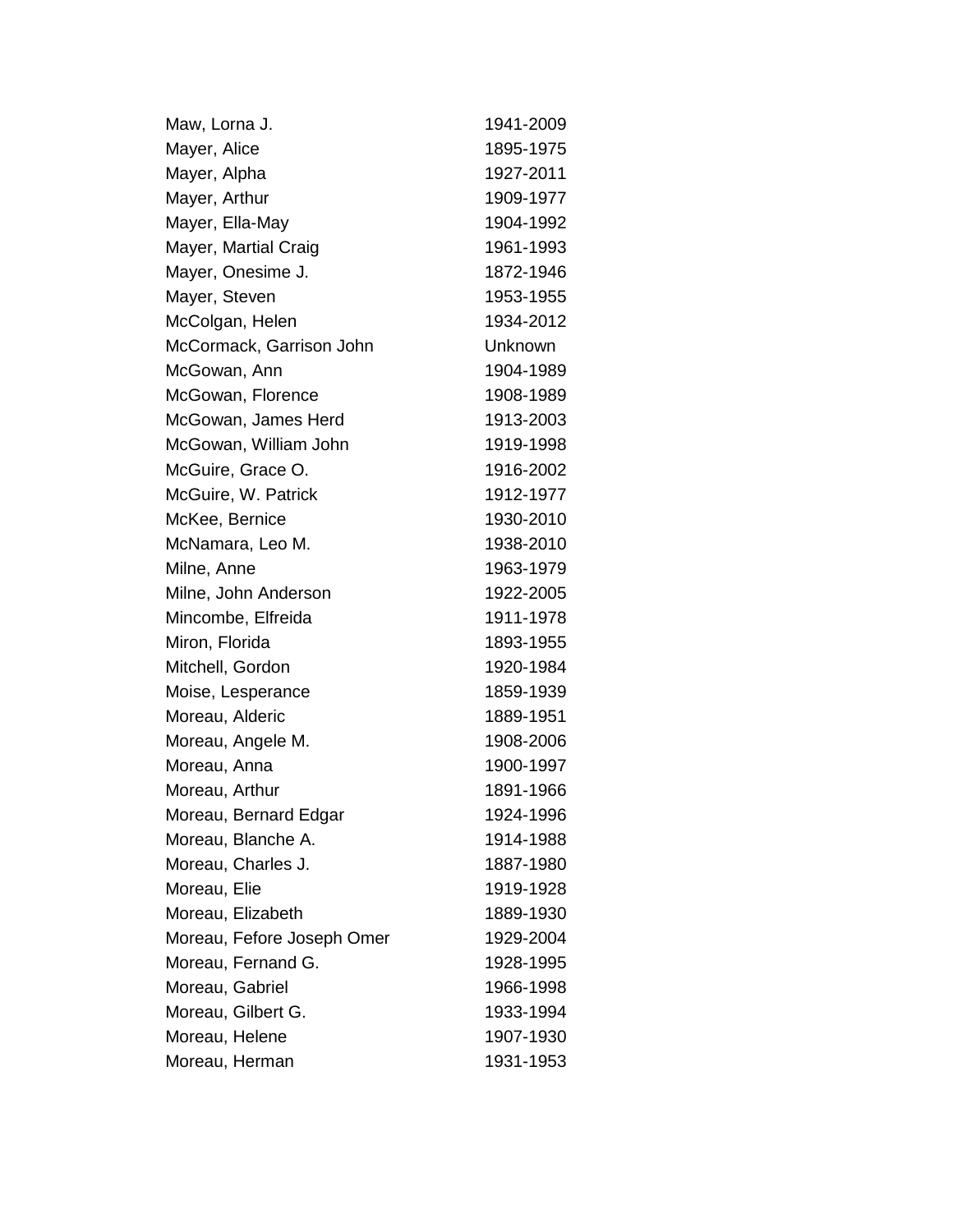| | |
|---|---|
| Maw, Lorna J. | 1941-2009 |
| Mayer, Alice | 1895-1975 |
| Mayer, Alpha | 1927-2011 |
| Mayer, Arthur | 1909-1977 |
| Mayer, Ella-May | 1904-1992 |
| Mayer, Martial Craig | 1961-1993 |
| Mayer, Onesime J. | 1872-1946 |
| Mayer, Steven | 1953-1955 |
| McColgan, Helen | 1934-2012 |
| McCormack, Garrison John | Unknown |
| McGowan, Ann | 1904-1989 |
| McGowan, Florence | 1908-1989 |
| McGowan, James Herd | 1913-2003 |
| McGowan, William John | 1919-1998 |
| McGuire, Grace O. | 1916-2002 |
| McGuire, W. Patrick | 1912-1977 |
| McKee, Bernice | 1930-2010 |
| McNamara, Leo M. | 1938-2010 |
| Milne, Anne | 1963-1979 |
| Milne, John Anderson | 1922-2005 |
| Mincombe, Elfreida | 1911-1978 |
| Miron, Florida | 1893-1955 |
| Mitchell, Gordon | 1920-1984 |
| Moise, Lesperance | 1859-1939 |
| Moreau, Alderic | 1889-1951 |
| Moreau, Angele M. | 1908-2006 |
| Moreau, Anna | 1900-1997 |
| Moreau, Arthur | 1891-1966 |
| Moreau, Bernard Edgar | 1924-1996 |
| Moreau, Blanche A. | 1914-1988 |
| Moreau, Charles J. | 1887-1980 |
| Moreau, Elie | 1919-1928 |
| Moreau, Elizabeth | 1889-1930 |
| Moreau, Fefore Joseph Omer | 1929-2004 |
| Moreau, Fernand G. | 1928-1995 |
| Moreau, Gabriel | 1966-1998 |
| Moreau, Gilbert G. | 1933-1994 |
| Moreau, Helene | 1907-1930 |
| Moreau, Herman | 1931-1953 |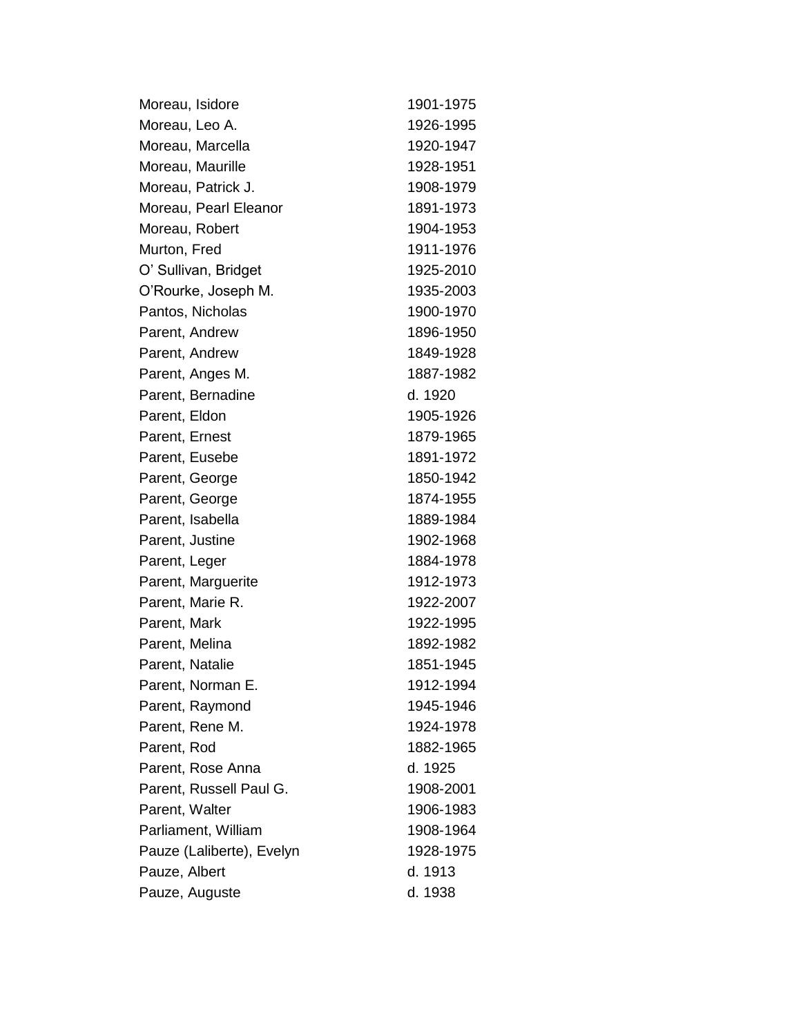| | |
|---|---|
| Moreau, Isidore | 1901-1975 |
| Moreau, Leo A. | 1926-1995 |
| Moreau, Marcella | 1920-1947 |
| Moreau, Maurille | 1928-1951 |
| Moreau, Patrick J. | 1908-1979 |
| Moreau, Pearl Eleanor | 1891-1973 |
| Moreau, Robert | 1904-1953 |
| Murton, Fred | 1911-1976 |
| O' Sullivan, Bridget | 1925-2010 |
| O'Rourke, Joseph M. | 1935-2003 |
| Pantos, Nicholas | 1900-1970 |
| Parent, Andrew | 1896-1950 |
| Parent, Andrew | 1849-1928 |
| Parent, Anges M. | 1887-1982 |
| Parent, Bernadine | d. 1920 |
| Parent, Eldon | 1905-1926 |
| Parent, Ernest | 1879-1965 |
| Parent, Eusebe | 1891-1972 |
| Parent, George | 1850-1942 |
| Parent, George | 1874-1955 |
| Parent, Isabella | 1889-1984 |
| Parent, Justine | 1902-1968 |
| Parent, Leger | 1884-1978 |
| Parent, Marguerite | 1912-1973 |
| Parent, Marie R. | 1922-2007 |
| Parent, Mark | 1922-1995 |
| Parent, Melina | 1892-1982 |
| Parent, Natalie | 1851-1945 |
| Parent, Norman E. | 1912-1994 |
| Parent, Raymond | 1945-1946 |
| Parent, Rene M. | 1924-1978 |
| Parent, Rod | 1882-1965 |
| Parent, Rose Anna | d. 1925 |
| Parent, Russell Paul G. | 1908-2001 |
| Parent, Walter | 1906-1983 |
| Parliament, William | 1908-1964 |
| Pauze (Laliberte), Evelyn | 1928-1975 |
| Pauze, Albert | d. 1913 |
| Pauze, Auguste | d. 1938 |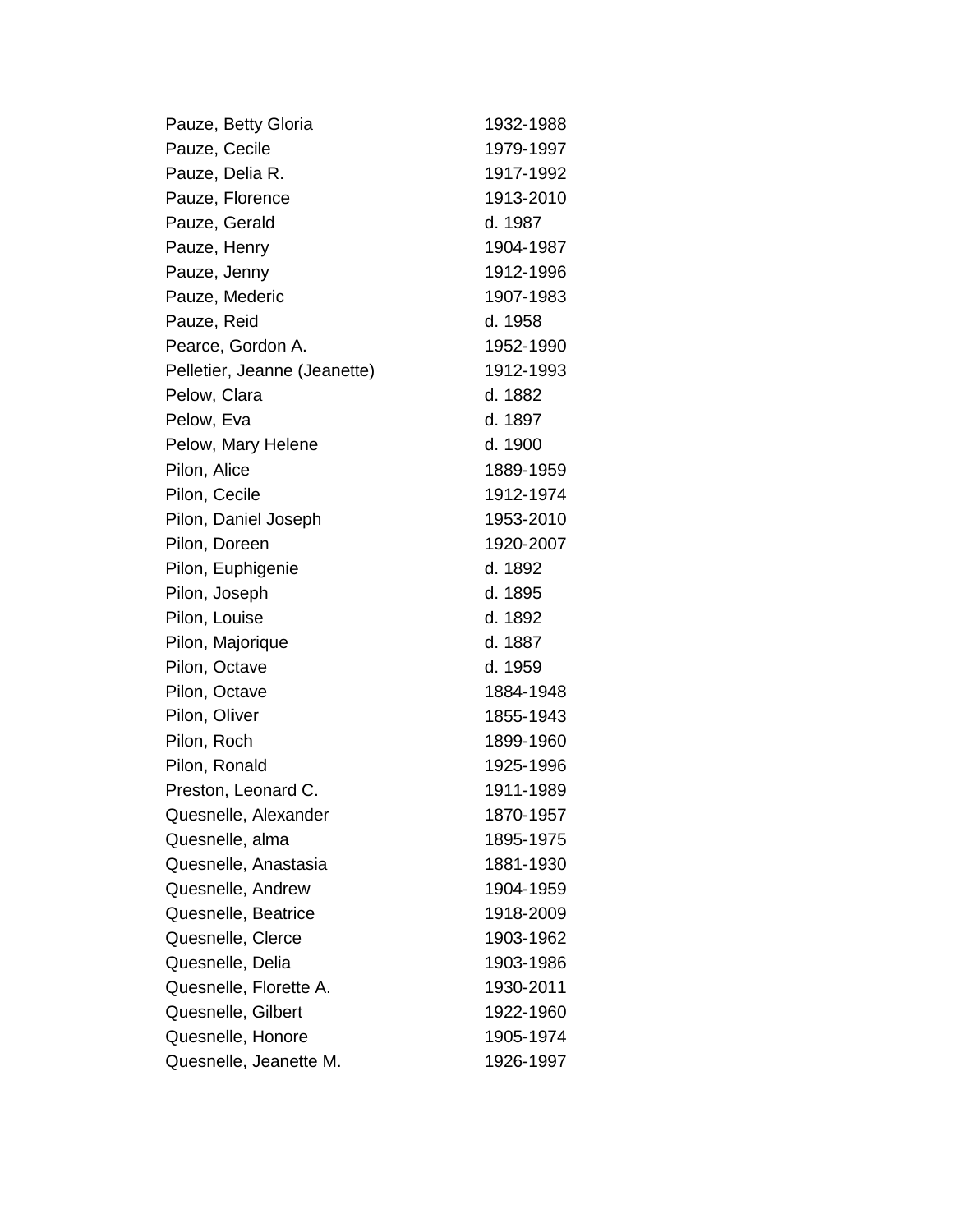| | |
|---|---|
| Pauze, Betty Gloria | 1932-1988 |
| Pauze, Cecile | 1979-1997 |
| Pauze, Delia R. | 1917-1992 |
| Pauze, Florence | 1913-2010 |
| Pauze, Gerald | d. 1987 |
| Pauze, Henry | 1904-1987 |
| Pauze, Jenny | 1912-1996 |
| Pauze, Mederic | 1907-1983 |
| Pauze, Reid | d. 1958 |
| Pearce, Gordon A. | 1952-1990 |
| Pelletier, Jeanne (Jeanette) | 1912-1993 |
| Pelow, Clara | d. 1882 |
| Pelow, Eva | d. 1897 |
| Pelow, Mary Helene | d. 1900 |
| Pilon, Alice | 1889-1959 |
| Pilon, Cecile | 1912-1974 |
| Pilon, Daniel Joseph | 1953-2010 |
| Pilon, Doreen | 1920-2007 |
| Pilon, Euphigenie | d. 1892 |
| Pilon, Joseph | d. 1895 |
| Pilon, Louise | d. 1892 |
| Pilon, Majorique | d. 1887 |
| Pilon, Octave | d. 1959 |
| Pilon, Octave | 1884-1948 |
| Pilon, Oliver | 1855-1943 |
| Pilon, Roch | 1899-1960 |
| Pilon, Ronald | 1925-1996 |
| Preston, Leonard C. | 1911-1989 |
| Quesnelle, Alexander | 1870-1957 |
| Quesnelle, alma | 1895-1975 |
| Quesnelle, Anastasia | 1881-1930 |
| Quesnelle, Andrew | 1904-1959 |
| Quesnelle, Beatrice | 1918-2009 |
| Quesnelle, Clerce | 1903-1962 |
| Quesnelle, Delia | 1903-1986 |
| Quesnelle, Florette A. | 1930-2011 |
| Quesnelle, Gilbert | 1922-1960 |
| Quesnelle, Honore | 1905-1974 |
| Quesnelle, Jeanette M. | 1926-1997 |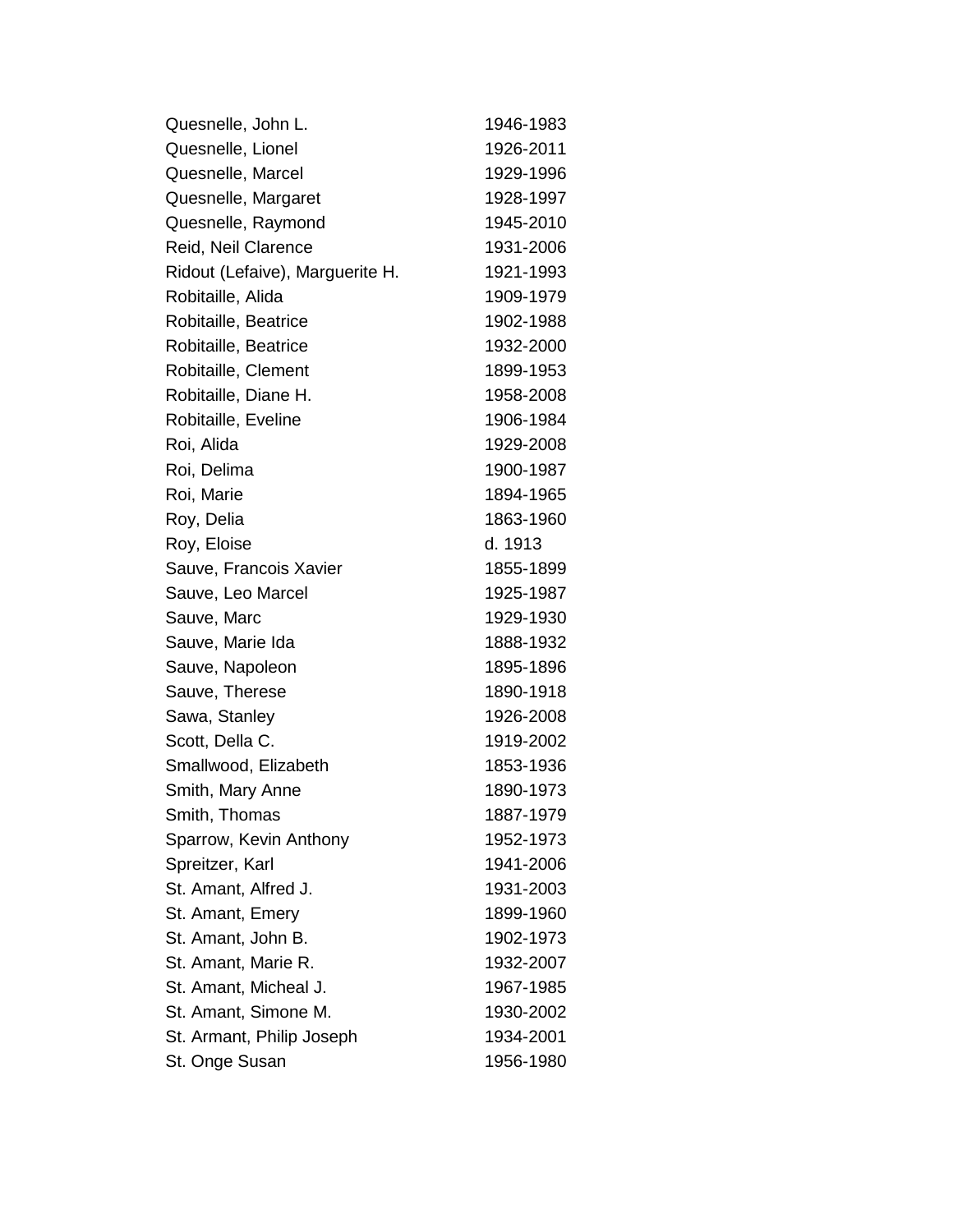| | |
|---|---|
| Quesnelle, John L. | 1946-1983 |
| Quesnelle, Lionel | 1926-2011 |
| Quesnelle, Marcel | 1929-1996 |
| Quesnelle, Margaret | 1928-1997 |
| Quesnelle, Raymond | 1945-2010 |
| Reid, Neil Clarence | 1931-2006 |
| Ridout (Lefaive), Marguerite H. | 1921-1993 |
| Robitaille, Alida | 1909-1979 |
| Robitaille, Beatrice | 1902-1988 |
| Robitaille, Beatrice | 1932-2000 |
| Robitaille, Clement | 1899-1953 |
| Robitaille, Diane H. | 1958-2008 |
| Robitaille, Eveline | 1906-1984 |
| Roi, Alida | 1929-2008 |
| Roi, Delima | 1900-1987 |
| Roi, Marie | 1894-1965 |
| Roy, Delia | 1863-1960 |
| Roy, Eloise | d. 1913 |
| Sauve, Francois Xavier | 1855-1899 |
| Sauve, Leo Marcel | 1925-1987 |
| Sauve, Marc | 1929-1930 |
| Sauve, Marie Ida | 1888-1932 |
| Sauve, Napoleon | 1895-1896 |
| Sauve, Therese | 1890-1918 |
| Sawa, Stanley | 1926-2008 |
| Scott, Della C. | 1919-2002 |
| Smallwood, Elizabeth | 1853-1936 |
| Smith, Mary Anne | 1890-1973 |
| Smith, Thomas | 1887-1979 |
| Sparrow, Kevin Anthony | 1952-1973 |
| Spreitzer, Karl | 1941-2006 |
| St. Amant, Alfred J. | 1931-2003 |
| St. Amant, Emery | 1899-1960 |
| St. Amant, John B. | 1902-1973 |
| St. Amant, Marie R. | 1932-2007 |
| St. Amant, Micheal J. | 1967-1985 |
| St. Amant, Simone M. | 1930-2002 |
| St. Armant, Philip Joseph | 1934-2001 |
| St. Onge Susan | 1956-1980 |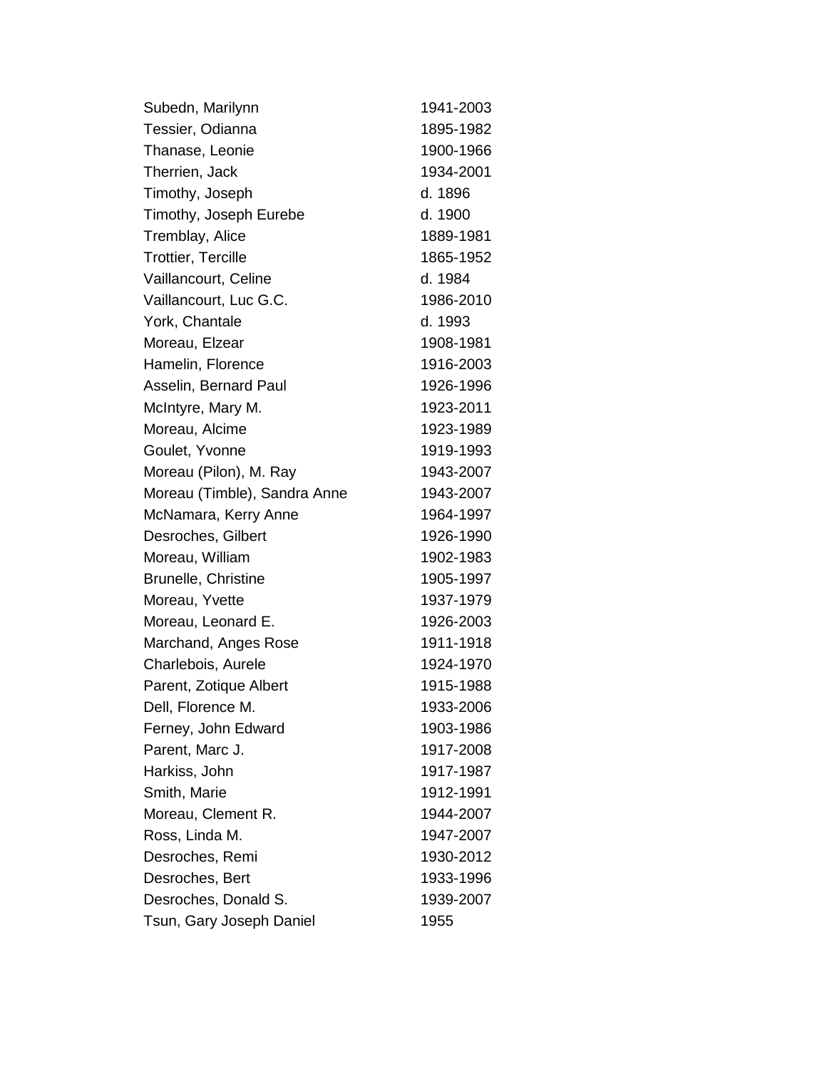| | |
|---|---|
| Subedn, Marilynn | 1941-2003 |
| Tessier, Odianna | 1895-1982 |
| Thanase, Leonie | 1900-1966 |
| Therrien, Jack | 1934-2001 |
| Timothy, Joseph | d. 1896 |
| Timothy, Joseph Eurebe | d. 1900 |
| Tremblay, Alice | 1889-1981 |
| Trottier, Tercille | 1865-1952 |
| Vaillancourt, Celine | d. 1984 |
| Vaillancourt, Luc G.C. | 1986-2010 |
| York, Chantale | d. 1993 |
| Moreau, Elzear | 1908-1981 |
| Hamelin, Florence | 1916-2003 |
| Asselin, Bernard Paul | 1926-1996 |
| McIntyre, Mary M. | 1923-2011 |
| Moreau, Alcime | 1923-1989 |
| Goulet, Yvonne | 1919-1993 |
| Moreau (Pilon), M. Ray | 1943-2007 |
| Moreau (Timble), Sandra Anne | 1943-2007 |
| McNamara, Kerry Anne | 1964-1997 |
| Desroches, Gilbert | 1926-1990 |
| Moreau, William | 1902-1983 |
| Brunelle, Christine | 1905-1997 |
| Moreau, Yvette | 1937-1979 |
| Moreau, Leonard E. | 1926-2003 |
| Marchand, Anges Rose | 1911-1918 |
| Charlebois, Aurele | 1924-1970 |
| Parent, Zotique Albert | 1915-1988 |
| Dell, Florence M. | 1933-2006 |
| Ferney, John Edward | 1903-1986 |
| Parent, Marc J. | 1917-2008 |
| Harkiss, John | 1917-1987 |
| Smith, Marie | 1912-1991 |
| Moreau, Clement R. | 1944-2007 |
| Ross, Linda M. | 1947-2007 |
| Desroches, Remi | 1930-2012 |
| Desroches, Bert | 1933-1996 |
| Desroches, Donald S. | 1939-2007 |
| Tsun, Gary Joseph Daniel | 1955 |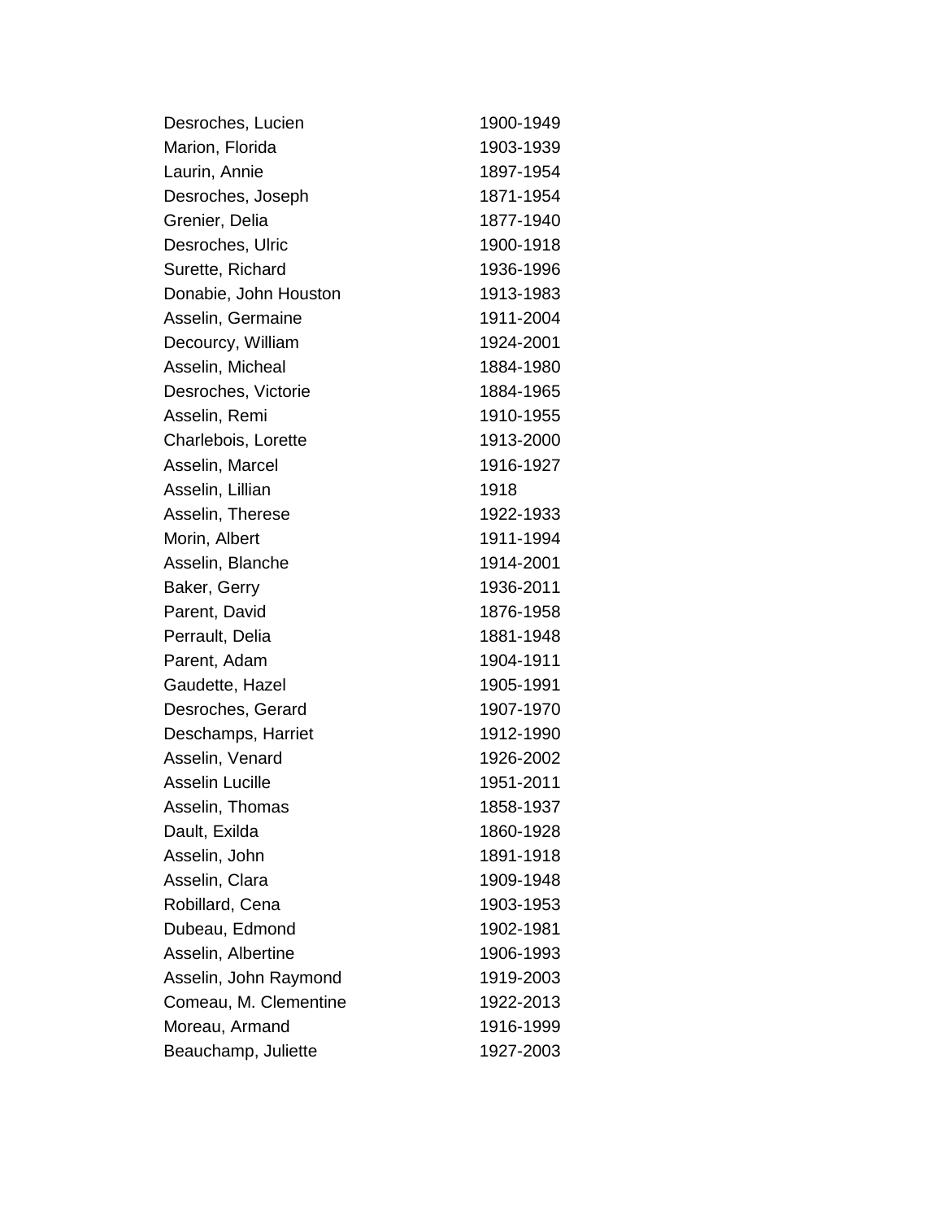| | |
|---|---|
| Desroches, Lucien | 1900-1949 |
| Marion, Florida | 1903-1939 |
| Laurin, Annie | 1897-1954 |
| Desroches, Joseph | 1871-1954 |
| Grenier, Delia | 1877-1940 |
| Desroches, Ulric | 1900-1918 |
| Surette, Richard | 1936-1996 |
| Donabie, John Houston | 1913-1983 |
| Asselin, Germaine | 1911-2004 |
| Decourcy, William | 1924-2001 |
| Asselin, Micheal | 1884-1980 |
| Desroches, Victorie | 1884-1965 |
| Asselin, Remi | 1910-1955 |
| Charlebois, Lorette | 1913-2000 |
| Asselin, Marcel | 1916-1927 |
| Asselin, Lillian | 1918 |
| Asselin, Therese | 1922-1933 |
| Morin, Albert | 1911-1994 |
| Asselin, Blanche | 1914-2001 |
| Baker, Gerry | 1936-2011 |
| Parent, David | 1876-1958 |
| Perrault, Delia | 1881-1948 |
| Parent, Adam | 1904-1911 |
| Gaudette, Hazel | 1905-1991 |
| Desroches, Gerard | 1907-1970 |
| Deschamps, Harriet | 1912-1990 |
| Asselin, Venard | 1926-2002 |
| Asselin Lucille | 1951-2011 |
| Asselin, Thomas | 1858-1937 |
| Dault, Exilda | 1860-1928 |
| Asselin, John | 1891-1918 |
| Asselin, Clara | 1909-1948 |
| Robillard, Cena | 1903-1953 |
| Dubeau, Edmond | 1902-1981 |
| Asselin, Albertine | 1906-1993 |
| Asselin, John Raymond | 1919-2003 |
| Comeau, M. Clementine | 1922-2013 |
| Moreau, Armand | 1916-1999 |
| Beauchamp, Juliette | 1927-2003 |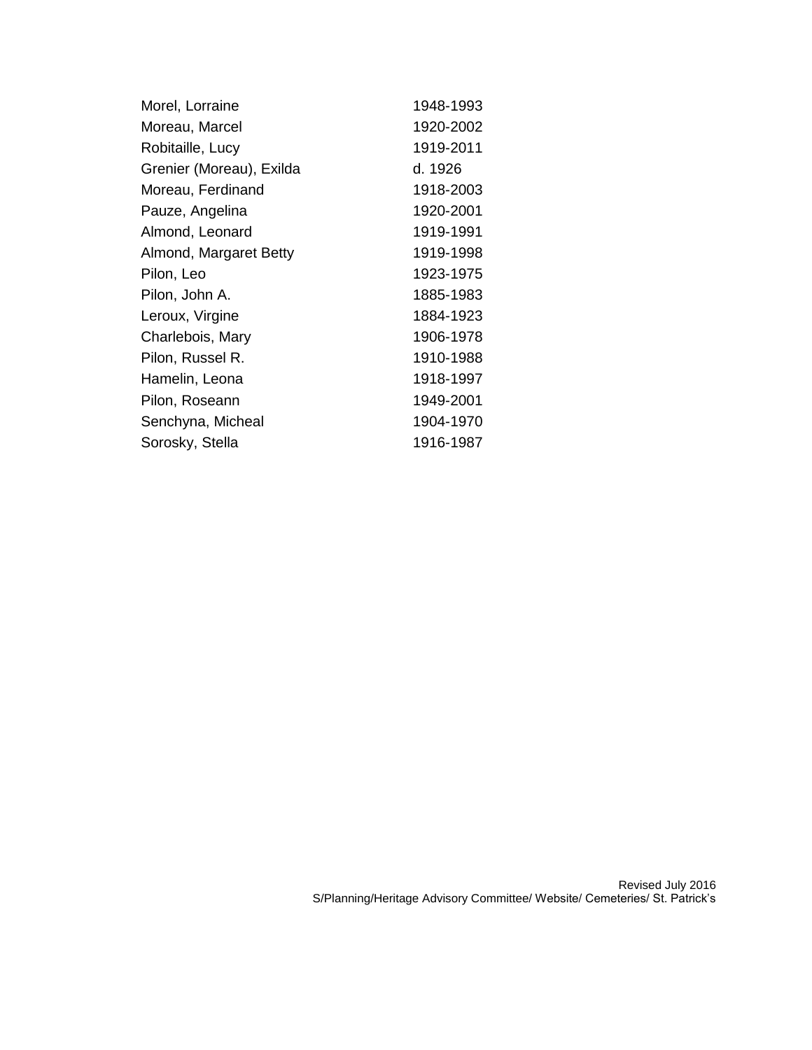| | |
|---|---|
| Morel, Lorraine | 1948-1993 |
| Moreau, Marcel | 1920-2002 |
| Robitaille, Lucy | 1919-2011 |
| Grenier (Moreau), Exilda | d. 1926 |
| Moreau, Ferdinand | 1918-2003 |
| Pauze, Angelina | 1920-2001 |
| Almond, Leonard | 1919-1991 |
| Almond, Margaret Betty | 1919-1998 |
| Pilon, Leo | 1923-1975 |
| Pilon, John A. | 1885-1983 |
| Leroux, Virgine | 1884-1923 |
| Charlebois, Mary | 1906-1978 |
| Pilon, Russel R. | 1910-1988 |
| Hamelin, Leona | 1918-1997 |
| Pilon, Roseann | 1949-2001 |
| Senchyna, Micheal | 1904-1970 |
| Sorosky, Stella | 1916-1987 |

Revised July 2016
S/Planning/Heritage Advisory Committee/ Website/ Cemeteries/ St. Patrick's